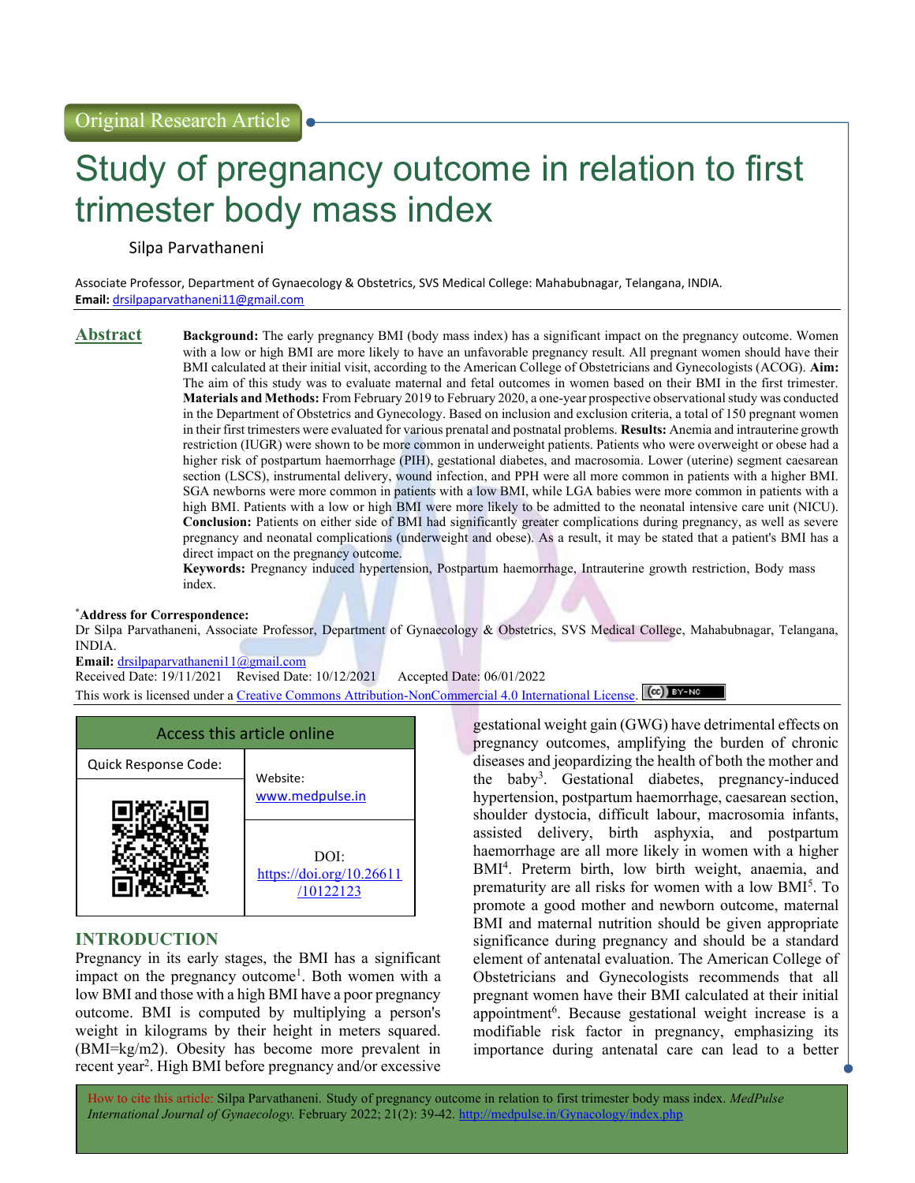Original Research Article

# Study of pregnancy outcome in relation to first trimester body mass index

Silpa Parvathaneni

Associate Professor, Department of Gynaecology & Obstetrics, SVS Medical College: Mahabubnagar, Telangana, INDIA.
**Email:** drsilpaparvathaneni11@gmail.com

## Abstract

**Background:** The early pregnancy BMI (body mass index) has a significant impact on the pregnancy outcome. Women with a low or high BMI are more likely to have an unfavorable pregnancy result. All pregnant women should have their BMI calculated at their initial visit, according to the American College of Obstetricians and Gynecologists (ACOG). **Aim:** The aim of this study was to evaluate maternal and fetal outcomes in women based on their BMI in the first trimester. **Materials and Methods:** From February 2019 to February 2020, a one-year prospective observational study was conducted in the Department of Obstetrics and Gynecology. Based on inclusion and exclusion criteria, a total of 150 pregnant women in their first trimesters were evaluated for various prenatal and postnatal problems. **Results:** Anemia and intrauterine growth restriction (IUGR) were shown to be more common in underweight patients. Patients who were overweight or obese had a higher risk of postpartum haemorrhage (PIH), gestational diabetes, and macrosomia. Lower (uterine) segment caesarean section (LSCS), instrumental delivery, wound infection, and PPH were all more common in patients with a higher BMI. SGA newborns were more common in patients with a low BMI, while LGA babies were more common in patients with a high BMI. Patients with a low or high BMI were more likely to be admitted to the neonatal intensive care unit (NICU). **Conclusion:** Patients on either side of BMI had significantly greater complications during pregnancy, as well as severe pregnancy and neonatal complications (underweight and obese). As a result, it may be stated that a patient's BMI has a direct impact on the pregnancy outcome.

**Keywords:** Pregnancy induced hypertension, Postpartum haemorrhage, Intrauterine growth restriction, Body mass index.

**\*Address for Correspondence:**
Dr Silpa Parvathaneni, Associate Professor, Department of Gynaecology & Obstetrics, SVS Medical College, Mahabubnagar, Telangana, INDIA.
**Email:** drsilpaparvathaneni11@gmail.com
Received Date: 19/11/2021 Revised Date: 10/12/2021 Accepted Date: 06/01/2022
This work is licensed under a Creative Commons Attribution-NonCommercial 4.0 International License.

| Access this article online | |
|---|---|
| Quick Response Code: | Website: www.medpulse.in |
| | DOI: https://doi.org/10.26611/10122123 |

## INTRODUCTION

Pregnancy in its early stages, the BMI has a significant impact on the pregnancy outcome[1]. Both women with a low BMI and those with a high BMI have a poor pregnancy outcome. BMI is computed by multiplying a person's weight in kilograms by their height in meters squared. (BMI=kg/m2). Obesity has become more prevalent in recent year[2]. High BMI before pregnancy and/or excessive gestational weight gain (GWG) have detrimental effects on pregnancy outcomes, amplifying the burden of chronic diseases and jeopardizing the health of both the mother and the baby[3]. Gestational diabetes, pregnancy-induced hypertension, postpartum haemorrhage, caesarean section, shoulder dystocia, difficult labour, macrosomia infants, assisted delivery, birth asphyxia, and postpartum haemorrhage are all more likely in women with a higher BMI[4]. Preterm birth, low birth weight, anaemia, and prematurity are all risks for women with a low BMI[5]. To promote a good mother and newborn outcome, maternal BMI and maternal nutrition should be given appropriate significance during pregnancy and should be a standard element of antenatal evaluation. The American College of Obstetricians and Gynecologists recommends that all pregnant women have their BMI calculated at their initial appointment[6]. Because gestational weight increase is a modifiable risk factor in pregnancy, emphasizing its importance during antenatal care can lead to a better

How to cite this article: Silpa Parvathaneni. Study of pregnancy outcome in relation to first trimester body mass index. *MedPulse International Journal of Gynaecology.* February 2022; 21(2): 39-42. http://medpulse.in/Gynacology/index.php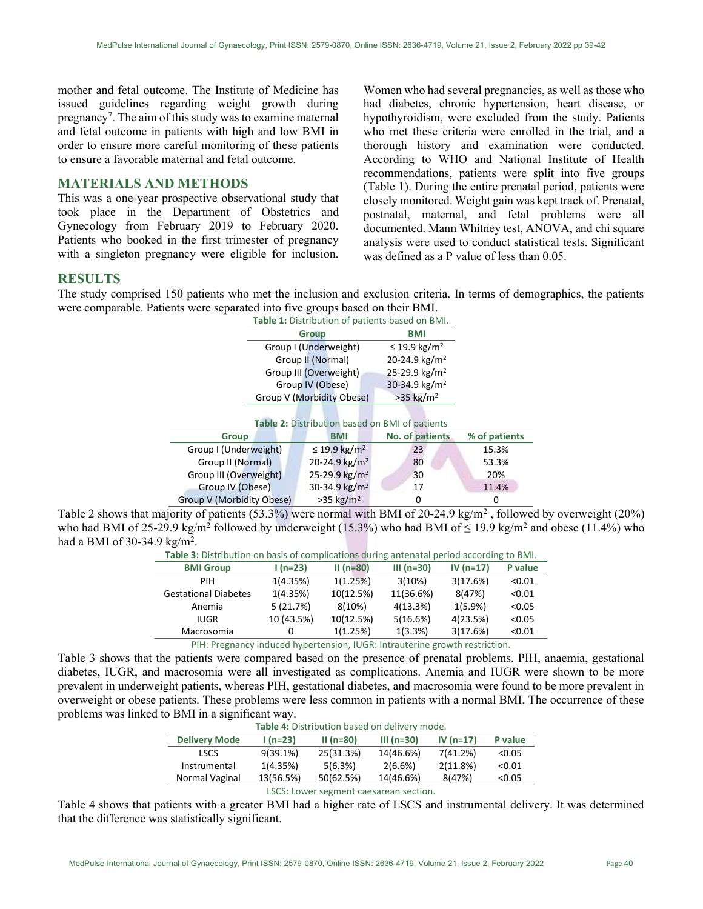mother and fetal outcome. The Institute of Medicine has issued guidelines regarding weight growth during pregnancy[7]. The aim of this study was to examine maternal and fetal outcome in patients with high and low BMI in order to ensure more careful monitoring of these patients to ensure a favorable maternal and fetal outcome.

## MATERIALS AND METHODS

This was a one-year prospective observational study that took place in the Department of Obstetrics and Gynecology from February 2019 to February 2020. Patients who booked in the first trimester of pregnancy with a singleton pregnancy were eligible for inclusion. Women who had several pregnancies, as well as those who had diabetes, chronic hypertension, heart disease, or hypothyroidism, were excluded from the study. Patients who met these criteria were enrolled in the trial, and a thorough history and examination were conducted. According to WHO and National Institute of Health recommendations, patients were split into five groups (Table 1). During the entire prenatal period, patients were closely monitored. Weight gain was kept track of. Prenatal, postnatal, maternal, and fetal problems were all documented. Mann Whitney test, ANOVA, and chi square analysis were used to conduct statistical tests. Significant was defined as a P value of less than 0.05.

## RESULTS

The study comprised 150 patients who met the inclusion and exclusion criteria. In terms of demographics, the patients were comparable. Patients were separated into five groups based on their BMI.

**Table 1:** Distribution of patients based on BMI.

| Group | BMI |
|---|---|
| Group I (Underweight) | ≤ 19.9 kg/m$^2$ |
| Group II (Normal) | 20-24.9 kg/m$^2$ |
| Group III (Overweight) | 25-29.9 kg/m$^2$ |
| Group IV (Obese) | 30-34.9 kg/m$^2$ |
| Group V (Morbidity Obese) | >35 kg/m$^2$ |

**Table 2:** Distribution based on BMI of patients

| Group | BMI | No. of patients | % of patients |
|---|---|---|---|
| Group I (Underweight) | ≤ 19.9 kg/m$^2$ | 23 | 15.3% |
| Group II (Normal) | 20-24.9 kg/m$^2$ | 80 | 53.3% |
| Group III (Overweight) | 25-29.9 kg/m$^2$ | 30 | 20% |
| Group IV (Obese) | 30-34.9 kg/m$^2$ | 17 | 11.4% |
| Group V (Morbidity Obese) | >35 kg/m$^2$ | 0 | 0 |

Table 2 shows that majority of patients (53.3%) were normal with BMI of 20-24.9 kg/m$^2$ , followed by overweight (20%) who had BMI of 25-29.9 kg/m$^2$ followed by underweight (15.3%) who had BMI of ≤ 19.9 kg/m$^2$ and obese (11.4%) who had a BMI of 30-34.9 kg/m$^2$.

**Table 3:** Distribution on basis of complications during antenatal period according to BMI.

| BMI Group | I (n=23) | II (n=80) | III (n=30) | IV (n=17) | P value |
|---|---|---|---|---|---|
| PIH | 1(4.35%) | 1(1.25%) | 3(10%) | 3(17.6%) | <0.01 |
| Gestational Diabetes | 1(4.35%) | 10(12.5%) | 11(36.6%) | 8(47%) | <0.01 |
| Anemia | 5 (21.7%) | 8(10%) | 4(13.3%) | 1(5.9%) | <0.05 |
| IUGR | 10 (43.5%) | 10(12.5%) | 5(16.6%) | 4(23.5%) | <0.05 |
| Macrosomia | 0 | 1(1.25%) | 1(3.3%) | 3(17.6%) | <0.01 |

PIH: Pregnancy induced hypertension, IUGR: Intrauterine growth restriction.

Table 3 shows that the patients were compared based on the presence of prenatal problems. PIH, anaemia, gestational diabetes, IUGR, and macrosomia were all investigated as complications. Anemia and IUGR were shown to be more prevalent in underweight patients, whereas PIH, gestational diabetes, and macrosomia were found to be more prevalent in overweight or obese patients. These problems were less common in patients with a normal BMI. The occurrence of these problems was linked to BMI in a significant way.

**Table 4:** Distribution based on delivery mode.

| Delivery Mode | I (n=23) | II (n=80) | III (n=30) | IV (n=17) | P value |
|---|---|---|---|---|---|
| LSCS | 9(39.1%) | 25(31.3%) | 14(46.6%) | 7(41.2%) | <0.05 |
| Instrumental | 1(4.35%) | 5(6.3%) | 2(6.6%) | 2(11.8%) | <0.01 |
| Normal Vaginal | 13(56.5%) | 50(62.5%) | 14(46.6%) | 8(47%) | <0.05 |

LSCS: Lower segment caesarean section.

Table 4 shows that patients with a greater BMI had a higher rate of LSCS and instrumental delivery. It was determined that the difference was statistically significant.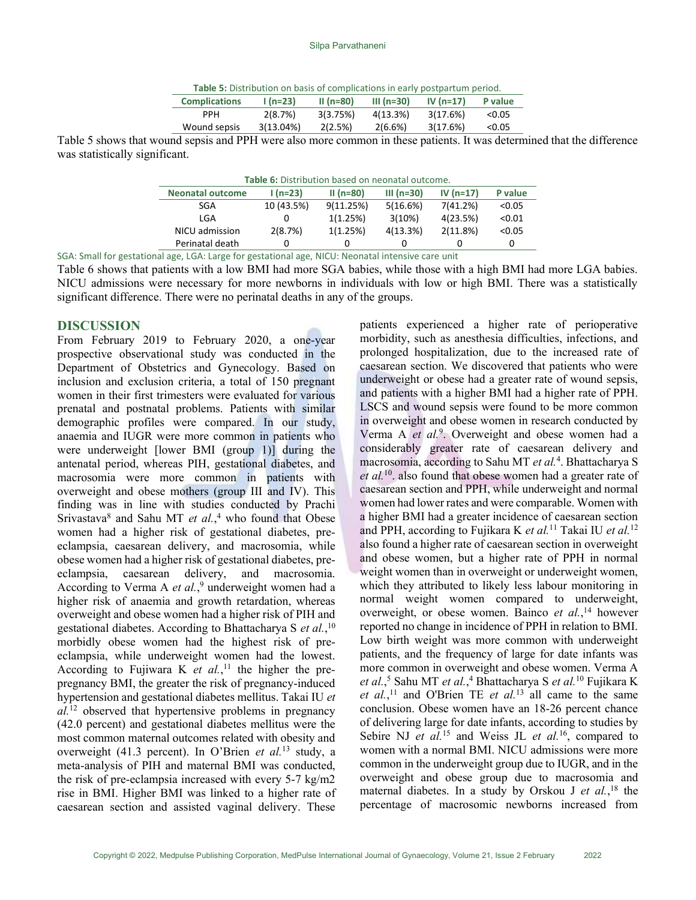**Table 5:** Distribution on basis of complications in early postpartum period.

| Complications | I (n=23) | II (n=80) | III (n=30) | IV (n=17) | P value |
|---|---|---|---|---|---|
| PPH | 2(8.7%) | 3(3.75%) | 4(13.3%) | 3(17.6%) | <0.05 |
| Wound sepsis | 3(13.04%) | 2(2.5%) | 2(6.6%) | 3(17.6%) | <0.05 |

Table 5 shows that wound sepsis and PPH were also more common in these patients. It was determined that the difference was statistically significant.

**Table 6:** Distribution based on neonatal outcome.

| Neonatal outcome | I (n=23) | II (n=80) | III (n=30) | IV (n=17) | P value |
|---|---|---|---|---|---|
| SGA | 10 (43.5%) | 9(11.25%) | 5(16.6%) | 7(41.2%) | <0.05 |
| LGA | 0 | 1(1.25%) | 3(10%) | 4(23.5%) | <0.01 |
| NICU admission | 2(8.7%) | 1(1.25%) | 4(13.3%) | 2(11.8%) | <0.05 |
| Perinatal death | 0 | 0 | 0 | 0 | 0 |

SGA: Small for gestational age, LGA: Large for gestational age, NICU: Neonatal intensive care unit

Table 6 shows that patients with a low BMI had more SGA babies, while those with a high BMI had more LGA babies. NICU admissions were necessary for more newborns in individuals with low or high BMI. There was a statistically significant difference. There were no perinatal deaths in any of the groups.

## DISCUSSION

From February 2019 to February 2020, a one-year prospective observational study was conducted in the Department of Obstetrics and Gynecology. Based on inclusion and exclusion criteria, a total of 150 pregnant women in their first trimesters were evaluated for various prenatal and postnatal problems. Patients with similar demographic profiles were compared. In our study, anaemia and IUGR were more common in patients who were underweight [lower BMI (group 1)] during the antenatal period, whereas PIH, gestational diabetes, and macrosomia were more common in patients with overweight and obese mothers (group III and IV). This finding was in line with studies conducted by Prachi Srivastava[8] and Sahu MT *et al.*,[4] who found that Obese women had a higher risk of gestational diabetes, pre-eclampsia, caesarean delivery, and macrosomia, while obese women had a higher risk of gestational diabetes, pre-eclampsia, caesarean delivery, and macrosomia. According to Verma A *et al.*,[9] underweight women had a higher risk of anaemia and growth retardation, whereas overweight and obese women had a higher risk of PIH and gestational diabetes. According to Bhattacharya S *et al.*,[10] morbidly obese women had the highest risk of pre-eclampsia, while underweight women had the lowest. According to Fujiwara K *et al.*,[11] the higher the pre-pregnancy BMI, the greater the risk of pregnancy-induced hypertension and gestational diabetes mellitus. Takai IU *et al.*[12] observed that hypertensive problems in pregnancy (42.0 percent) and gestational diabetes mellitus were the most common maternal outcomes related with obesity and overweight (41.3 percent). In O'Brien *et al.*[13] study, a meta-analysis of PIH and maternal BMI was conducted, the risk of pre-eclampsia increased with every 5-7 kg/m2 rise in BMI. Higher BMI was linked to a higher rate of caesarean section and assisted vaginal delivery. These patients experienced a higher rate of perioperative morbidity, such as anesthesia difficulties, infections, and prolonged hospitalization, due to the increased rate of caesarean section. We discovered that patients who were underweight or obese had a greater rate of wound sepsis, and patients with a higher BMI had a higher rate of PPH. LSCS and wound sepsis were found to be more common in overweight and obese women in research conducted by Verma A *et al.*[9]. Overweight and obese women had a considerably greater rate of caesarean delivery and macrosomia, according to Sahu MT *et al.*[4]. Bhattacharya S *et al.*[10]. also found that obese women had a greater rate of caesarean section and PPH, while underweight and normal women had lower rates and were comparable. Women with a higher BMI had a greater incidence of caesarean section and PPH, according to Fujikara K *et al.*[11] Takai IU *et al.*[12] also found a higher rate of caesarean section in overweight and obese women, but a higher rate of PPH in normal weight women than in overweight or underweight women, which they attributed to likely less labour monitoring in normal weight women compared to underweight, overweight, or obese women. Bainco *et al.*,[14] however reported no change in incidence of PPH in relation to BMI. Low birth weight was more common with underweight patients, and the frequency of large for date infants was more common in overweight and obese women. Verma A *et al.*,[5] Sahu MT *et al.*,[4] Bhattacharya S *et al.*[10] Fujikara K *et al.*,[11] and O'Brien TE *et al.*[13] all came to the same conclusion. Obese women have an 18-26 percent chance of delivering large for date infants, according to studies by Sebire NJ *et al.*[15] and Weiss JL *et al.*[16], compared to women with a normal BMI. NICU admissions were more common in the underweight group due to IUGR, and in the overweight and obese group due to macrosomia and maternal diabetes. In a study by Orskou J *et al.*,[18] the percentage of macrosomic newborns increased from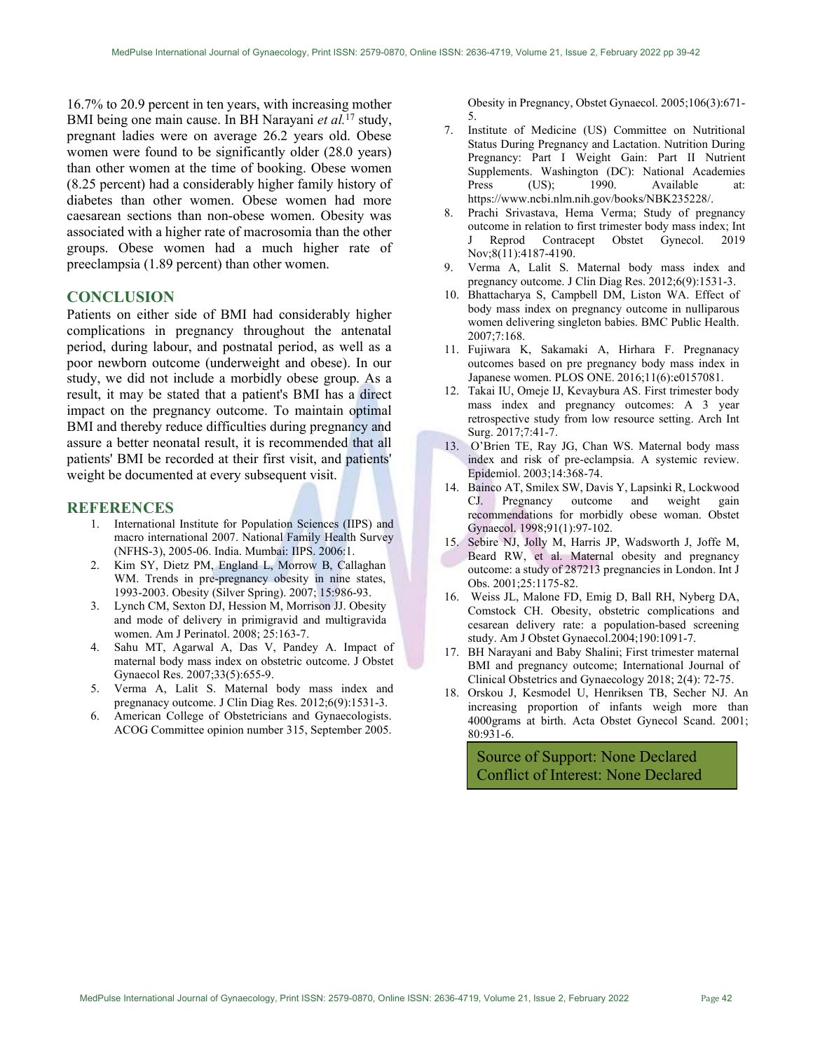16.7% to 20.9 percent in ten years, with increasing mother BMI being one main cause. In BH Narayani *et al.*[17] study, pregnant ladies were on average 26.2 years old. Obese women were found to be significantly older (28.0 years) than other women at the time of booking. Obese women (8.25 percent) had a considerably higher family history of diabetes than other women. Obese women had more caesarean sections than non-obese women. Obesity was associated with a higher rate of macrosomia than the other groups. Obese women had a much higher rate of preeclampsia (1.89 percent) than other women.

## CONCLUSION

Patients on either side of BMI had considerably higher complications in pregnancy throughout the antenatal period, during labour, and postnatal period, as well as a poor newborn outcome (underweight and obese). In our study, we did not include a morbidly obese group. As a result, it may be stated that a patient's BMI has a direct impact on the pregnancy outcome. To maintain optimal BMI and thereby reduce difficulties during pregnancy and assure a better neonatal result, it is recommended that all patients' BMI be recorded at their first visit, and patients' weight be documented at every subsequent visit.

## REFERENCES

1. International Institute for Population Sciences (IIPS) and macro international 2007. National Family Health Survey (NFHS-3), 2005-06. India. Mumbai: IIPS. 2006:1.
2. Kim SY, Dietz PM, England L, Morrow B, Callaghan WM. Trends in pre-pregnancy obesity in nine states, 1993-2003. Obesity (Silver Spring). 2007; 15:986-93.
3. Lynch CM, Sexton DJ, Hession M, Morrison JJ. Obesity and mode of delivery in primigravid and multigravida women. Am J Perinatol. 2008; 25:163-7.
4. Sahu MT, Agarwal A, Das V, Pandey A. Impact of maternal body mass index on obstetric outcome. J Obstet Gynaecol Res. 2007;33(5):655-9.
5. Verma A, Lalit S. Maternal body mass index and pregnanacy outcome. J Clin Diag Res. 2012;6(9):1531-3.
6. American College of Obstetricians and Gynaecologists. ACOG Committee opinion number 315, September 2005. Obesity in Pregnancy, Obstet Gynaecol. 2005;106(3):671-5.
7. Institute of Medicine (US) Committee on Nutritional Status During Pregnancy and Lactation. Nutrition During Pregnancy: Part I Weight Gain: Part II Nutrient Supplements. Washington (DC): National Academies Press (US); 1990. Available at: https://www.ncbi.nlm.nih.gov/books/NBK235228/.
8. Prachi Srivastava, Hema Verma; Study of pregnancy outcome in relation to first trimester body mass index; Int J Reprod Contracept Obstet Gynecol. 2019 Nov;8(11):4187-4190.
9. Verma A, Lalit S. Maternal body mass index and pregnancy outcome. J Clin Diag Res. 2012;6(9):1531-3.
10. Bhattacharya S, Campbell DM, Liston WA. Effect of body mass index on pregnancy outcome in nulliparous women delivering singleton babies. BMC Public Health. 2007;7:168.
11. Fujiwara K, Sakamaki A, Hirhara F. Pregnanacy outcomes based on pre pregnancy body mass index in Japanese women. PLOS ONE. 2016;11(6):e0157081.
12. Takai IU, Omeje IJ, Kevaybura AS. First trimester body mass index and pregnancy outcomes: A 3 year retrospective study from low resource setting. Arch Int Surg. 2017;7:41-7.
13. O'Brien TE, Ray JG, Chan WS. Maternal body mass index and risk of pre-eclampsia. A systemic review. Epidemiol. 2003;14:368-74.
14. Bainco AT, Smilex SW, Davis Y, Lapsinki R, Lockwood CJ. Pregnancy outcome and weight gain recommendations for morbidly obese woman. Obstet Gynaecol. 1998;91(1):97-102.
15. Sebire NJ, Jolly M, Harris JP, Wadsworth J, Joffe M, Beard RW, et al. Maternal obesity and pregnancy outcome: a study of 287213 pregnancies in London. Int J Obs. 2001;25:1175-82.
16. Weiss JL, Malone FD, Emig D, Ball RH, Nyberg DA, Comstock CH. Obesity, obstetric complications and cesarean delivery rate: a population-based screening study. Am J Obstet Gynaecol.2004;190:1091-7.
17. BH Narayani and Baby Shalini; First trimester maternal BMI and pregnancy outcome; International Journal of Clinical Obstetrics and Gynaecology 2018; 2(4): 72-75.
18. Orskou J, Kesmodel U, Henriksen TB, Secher NJ. An increasing proportion of infants weigh more than 4000grams at birth. Acta Obstet Gynecol Scand. 2001; 80:931-6.

Source of Support: None Declared
Conflict of Interest: None Declared